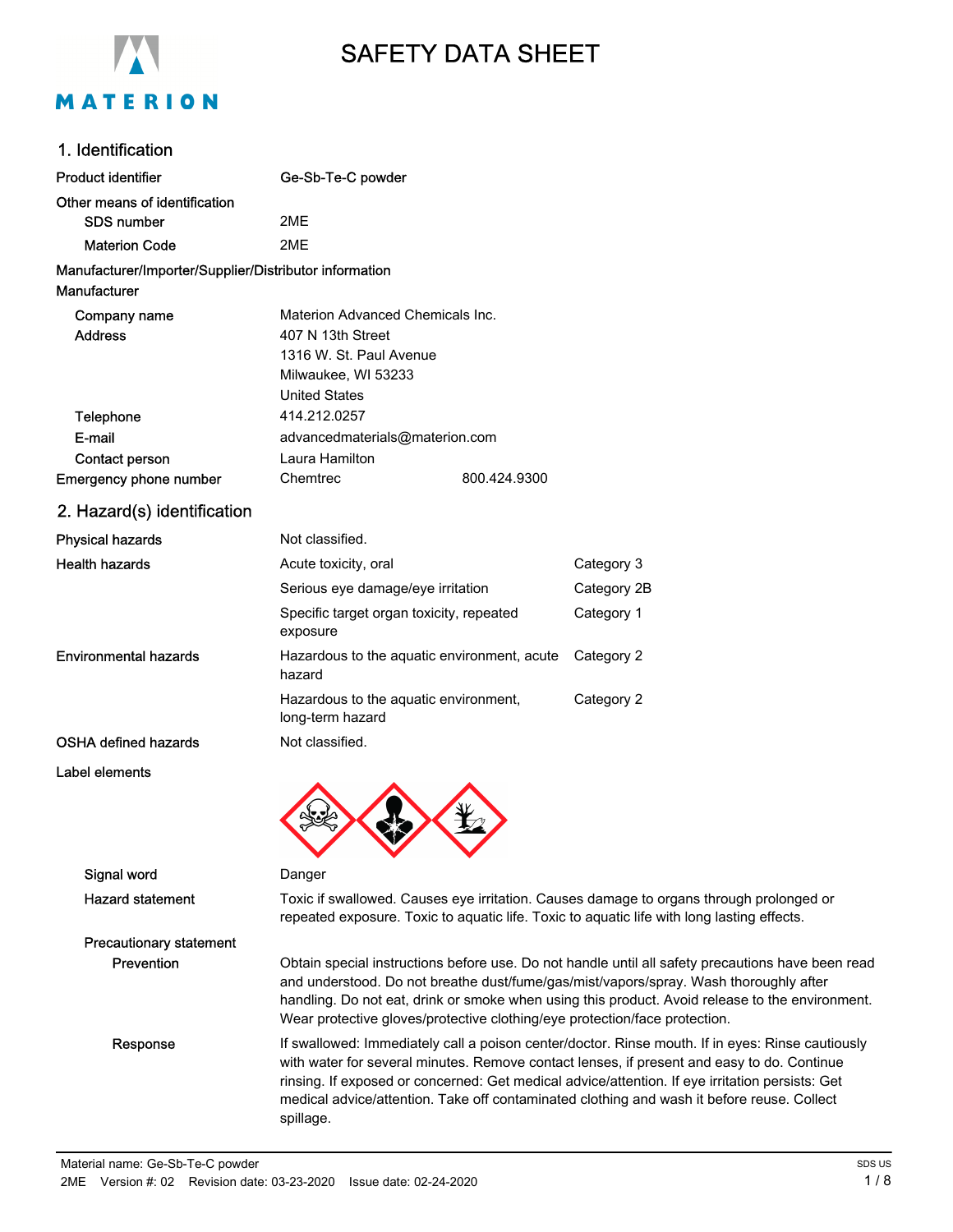# SAFETY DATA SHEET

## 1. Identification

| | |
|---|---|
| **Product identifier** | **Ge-Sb-Te-C powder** |
| **Other means of identification** | |
| **SDS number** | 2ME |
| **Materion Code** | 2ME |

**Manufacturer/Importer/Supplier/Distributor information**

**Manufacturer**

| | |
|---|---|
| **Company name** | Materion Advanced Chemicals Inc. |
| **Address** | 407 N 13th Street<br>1316 W. St. Paul Avenue<br>Milwaukee, WI 53233<br>United States |
| **Telephone** | 414.212.0257 |
| **E-mail** | advancedmaterials@materion.com |
| **Contact person** | Laura Hamilton |
| **Emergency phone number** | Chemtrec 800.424.9300 |

## 2. Hazard(s) identification

| | | |
|---|---|---|
| **Physical hazards** | Not classified. | |
| **Health hazards** | Acute toxicity, oral | Category 3 |
| | Serious eye damage/eye irritation | Category 2B |
| | Specific target organ toxicity, repeated exposure | Category 1 |
| **Environmental hazards** | Hazardous to the aquatic environment, acute hazard | Category 2 |
| | Hazardous to the aquatic environment, long-term hazard | Category 2 |
| **OSHA defined hazards** | Not classified. | |

**Label elements**

**Signal word** Danger

**Hazard statement** Toxic if swallowed. Causes eye irritation. Causes damage to organs through prolonged or repeated exposure. Toxic to aquatic life. Toxic to aquatic life with long lasting effects.

**Precautionary statement**

**Prevention** Obtain special instructions before use. Do not handle until all safety precautions have been read and understood. Do not breathe dust/fume/gas/mist/vapors/spray. Wash thoroughly after handling. Do not eat, drink or smoke when using this product. Avoid release to the environment. Wear protective gloves/protective clothing/eye protection/face protection.

**Response** If swallowed: Immediately call a poison center/doctor. Rinse mouth. If in eyes: Rinse cautiously with water for several minutes. Remove contact lenses, if present and easy to do. Continue rinsing. If exposed or concerned: Get medical advice/attention. If eye irritation persists: Get medical advice/attention. Take off contaminated clothing and wash it before reuse. Collect spillage.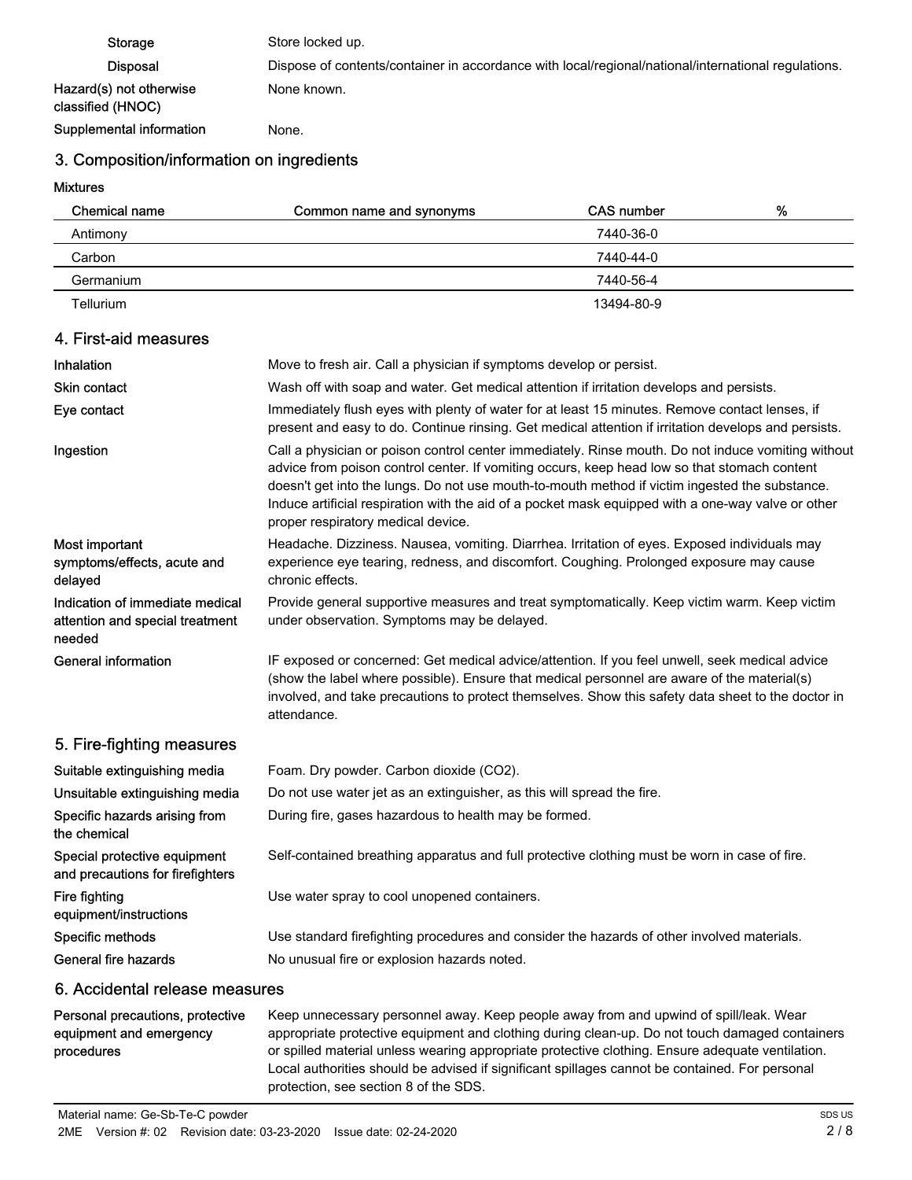| | |
|---|---|
| **Storage** | Store locked up. |
| **Disposal** | Dispose of contents/container in accordance with local/regional/national/international regulations. |
| **Hazard(s) not otherwise classified (HNOC)** | None known. |
| **Supplemental information** | None. |

## 3. Composition/information on ingredients

**Mixtures**

| Chemical name | Common name and synonyms | CAS number | % |
|---|---|---|---|
| Antimony | | 7440-36-0 | |
| Carbon | | 7440-44-0 | |
| Germanium | | 7440-56-4 | |
| Tellurium | | 13494-80-9 | |

## 4. First-aid measures

| | |
|---|---|
| **Inhalation** | Move to fresh air. Call a physician if symptoms develop or persist. |
| **Skin contact** | Wash off with soap and water. Get medical attention if irritation develops and persists. |
| **Eye contact** | Immediately flush eyes with plenty of water for at least 15 minutes. Remove contact lenses, if present and easy to do. Continue rinsing. Get medical attention if irritation develops and persists. |
| **Ingestion** | Call a physician or poison control center immediately. Rinse mouth. Do not induce vomiting without advice from poison control center. If vomiting occurs, keep head low so that stomach content doesn't get into the lungs. Do not use mouth-to-mouth method if victim ingested the substance. Induce artificial respiration with the aid of a pocket mask equipped with a one-way valve or other proper respiratory medical device. |
| **Most important symptoms/effects, acute and delayed** | Headache. Dizziness. Nausea, vomiting. Diarrhea. Irritation of eyes. Exposed individuals may experience eye tearing, redness, and discomfort. Coughing. Prolonged exposure may cause chronic effects. |
| **Indication of immediate medical attention and special treatment needed** | Provide general supportive measures and treat symptomatically. Keep victim warm. Keep victim under observation. Symptoms may be delayed. |
| **General information** | IF exposed or concerned: Get medical advice/attention. If you feel unwell, seek medical advice (show the label where possible). Ensure that medical personnel are aware of the material(s) involved, and take precautions to protect themselves. Show this safety data sheet to the doctor in attendance. |

## 5. Fire-fighting measures

| | |
|---|---|
| **Suitable extinguishing media** | Foam. Dry powder. Carbon dioxide ($CO_2$). |
| **Unsuitable extinguishing media** | Do not use water jet as an extinguisher, as this will spread the fire. |
| **Specific hazards arising from the chemical** | During fire, gases hazardous to health may be formed. |
| **Special protective equipment and precautions for firefighters** | Self-contained breathing apparatus and full protective clothing must be worn in case of fire. |
| **Fire fighting equipment/instructions** | Use water spray to cool unopened containers. |
| **Specific methods** | Use standard firefighting procedures and consider the hazards of other involved materials. |
| **General fire hazards** | No unusual fire or explosion hazards noted. |

## 6. Accidental release measures

| | |
|---|---|
| **Personal precautions, protective equipment and emergency procedures** | Keep unnecessary personnel away. Keep people away from and upwind of spill/leak. Wear appropriate protective equipment and clothing during clean-up. Do not touch damaged containers or spilled material unless wearing appropriate protective clothing. Ensure adequate ventilation. Local authorities should be advised if significant spillages cannot be contained. For personal protection, see section 8 of the SDS. |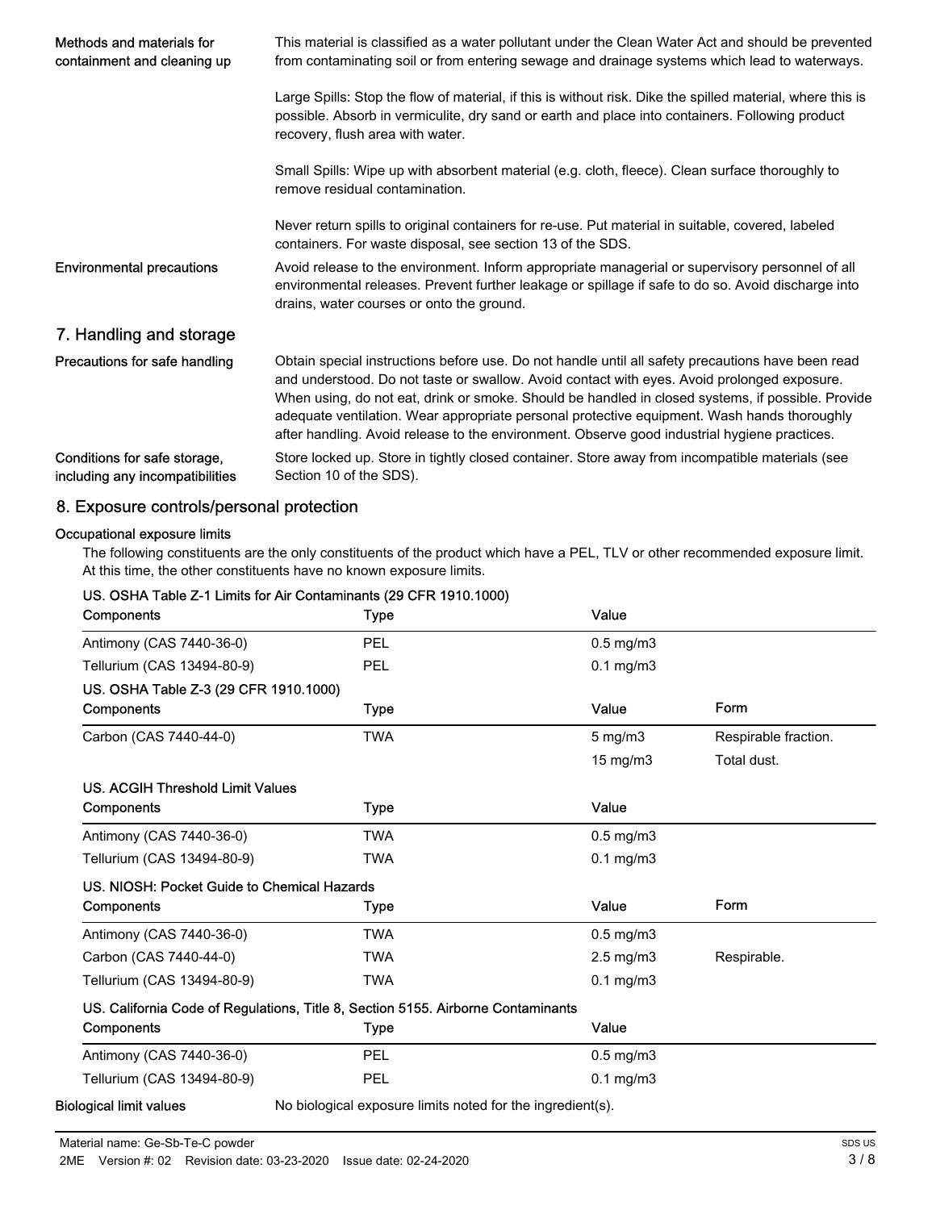**Methods and materials for containment and cleaning up**

This material is classified as a water pollutant under the Clean Water Act and should be prevented from contaminating soil or from entering sewage and drainage systems which lead to waterways.

Large Spills: Stop the flow of material, if this is without risk. Dike the spilled material, where this is possible. Absorb in vermiculite, dry sand or earth and place into containers. Following product recovery, flush area with water.

Small Spills: Wipe up with absorbent material (e.g. cloth, fleece). Clean surface thoroughly to remove residual contamination.

Never return spills to original containers for re-use. Put material in suitable, covered, labeled containers. For waste disposal, see section 13 of the SDS.

**Environmental precautions**

Avoid release to the environment. Inform appropriate managerial or supervisory personnel of all environmental releases. Prevent further leakage or spillage if safe to do so. Avoid discharge into drains, water courses or onto the ground.

## 7. Handling and storage

**Precautions for safe handling**

Obtain special instructions before use. Do not handle until all safety precautions have been read and understood. Do not taste or swallow. Avoid contact with eyes. Avoid prolonged exposure. When using, do not eat, drink or smoke. Should be handled in closed systems, if possible. Provide adequate ventilation. Wear appropriate personal protective equipment. Wash hands thoroughly after handling. Avoid release to the environment. Observe good industrial hygiene practices.

**Conditions for safe storage, including any incompatibilities**

Store locked up. Store in tightly closed container. Store away from incompatible materials (see Section 10 of the SDS).

## 8. Exposure controls/personal protection

**Occupational exposure limits**

The following constituents are the only constituents of the product which have a PEL, TLV or other recommended exposure limit. At this time, the other constituents have no known exposure limits.

**US. OSHA Table Z-1 Limits for Air Contaminants (29 CFR 1910.1000)**

| Components | Type | Value |
|---|---|---|
| Antimony (CAS 7440-36-0) | PEL | 0.5 mg/m3 |
| Tellurium (CAS 13494-80-9) | PEL | 0.1 mg/m3 |

**US. OSHA Table Z-3 (29 CFR 1910.1000)**

| Components | Type | Value | Form |
|---|---|---|---|
| Carbon (CAS 7440-44-0) | TWA | 5 mg/m3 | Respirable fraction. |
| | | 15 mg/m3 | Total dust. |

**US. ACGIH Threshold Limit Values**

| Components | Type | Value |
|---|---|---|
| Antimony (CAS 7440-36-0) | TWA | 0.5 mg/m3 |
| Tellurium (CAS 13494-80-9) | TWA | 0.1 mg/m3 |

**US. NIOSH: Pocket Guide to Chemical Hazards**

| Components | Type | Value | Form |
|---|---|---|---|
| Antimony (CAS 7440-36-0) | TWA | 0.5 mg/m3 | |
| Carbon (CAS 7440-44-0) | TWA | 2.5 mg/m3 | Respirable. |
| Tellurium (CAS 13494-80-9) | TWA | 0.1 mg/m3 | |

**US. California Code of Regulations, Title 8, Section 5155. Airborne Contaminants**

| Components | Type | Value |
|---|---|---|
| Antimony (CAS 7440-36-0) | PEL | 0.5 mg/m3 |
| Tellurium (CAS 13494-80-9) | PEL | 0.1 mg/m3 |

**Biological limit values**

No biological exposure limits noted for the ingredient(s).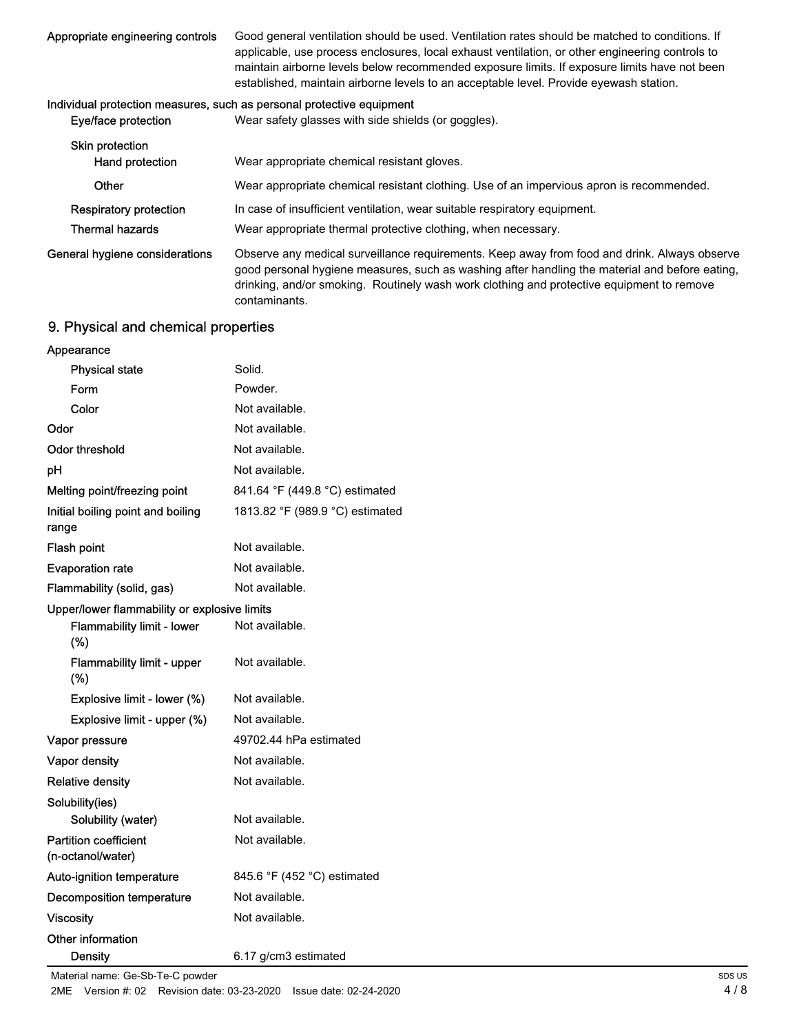| | |
|---|---|
| Appropriate engineering controls | Good general ventilation should be used. Ventilation rates should be matched to conditions. If applicable, use process enclosures, local exhaust ventilation, or other engineering controls to maintain airborne levels below recommended exposure limits. If exposure limits have not been established, maintain airborne levels to an acceptable level. Provide eyewash station. |

**Individual protection measures, such as personal protective equipment**

| | |
|---|---|
| Eye/face protection | Wear safety glasses with side shields (or goggles). |
| Skin protection | |
| Hand protection | Wear appropriate chemical resistant gloves. |
| Other | Wear appropriate chemical resistant clothing. Use of an impervious apron is recommended. |
| Respiratory protection | In case of insufficient ventilation, wear suitable respiratory equipment. |
| Thermal hazards | Wear appropriate thermal protective clothing, when necessary. |
| General hygiene considerations | Observe any medical surveillance requirements. Keep away from food and drink. Always observe good personal hygiene measures, such as washing after handling the material and before eating, drinking, and/or smoking. Routinely wash work clothing and protective equipment to remove contaminants. |

## 9. Physical and chemical properties

| | |
|---|---|
| **Appearance** | |
| Physical state | Solid. |
| Form | Powder. |
| Color | Not available. |
| Odor | Not available. |
| Odor threshold | Not available. |
| pH | Not available. |
| Melting point/freezing point | 841.64 °F (449.8 °C) estimated |
| Initial boiling point and boiling range | 1813.82 °F (989.9 °C) estimated |
| Flash point | Not available. |
| Evaporation rate | Not available. |
| Flammability (solid, gas) | Not available. |
| **Upper/lower flammability or explosive limits** | |
| Flammability limit - lower (%) | Not available. |
| Flammability limit - upper (%) | Not available. |
| Explosive limit - lower (%) | Not available. |
| Explosive limit - upper (%) | Not available. |
| Vapor pressure | 49702.44 hPa estimated |
| Vapor density | Not available. |
| Relative density | Not available. |
| **Solubility(ies)** | |
| Solubility (water) | Not available. |
| Partition coefficient (n-octanol/water) | Not available. |
| Auto-ignition temperature | 845.6 °F (452 °C) estimated |
| Decomposition temperature | Not available. |
| Viscosity | Not available. |
| **Other information** | |
| Density | 6.17 g/cm3 estimated |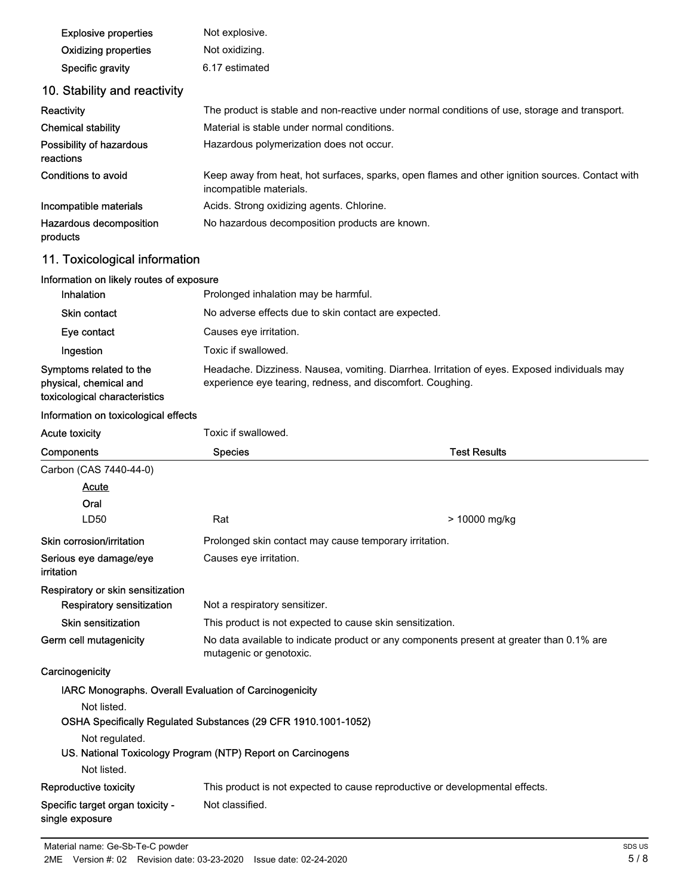| | |
|---|---|
| Explosive properties | Not explosive. |
| Oxidizing properties | Not oxidizing. |
| Specific gravity | 6.17 estimated |

## 10. Stability and reactivity

| | |
|---|---|
| Reactivity | The product is stable and non-reactive under normal conditions of use, storage and transport. |
| Chemical stability | Material is stable under normal conditions. |
| Possibility of hazardous reactions | Hazardous polymerization does not occur. |
| Conditions to avoid | Keep away from heat, hot surfaces, sparks, open flames and other ignition sources. Contact with incompatible materials. |
| Incompatible materials | Acids. Strong oxidizing agents. Chlorine. |
| Hazardous decomposition products | No hazardous decomposition products are known. |

## 11. Toxicological information

**Information on likely routes of exposure**

| | |
|---|---|
| Inhalation | Prolonged inhalation may be harmful. |
| Skin contact | No adverse effects due to skin contact are expected. |
| Eye contact | Causes eye irritation. |
| Ingestion | Toxic if swallowed. |
| Symptoms related to the physical, chemical and toxicological characteristics | Headache. Dizziness. Nausea, vomiting. Diarrhea. Irritation of eyes. Exposed individuals may experience eye tearing, redness, and discomfort. Coughing. |

**Information on toxicological effects**

**Acute toxicity** Toxic if swallowed.

| Components | Species | Test Results |
|---|---|---|
| Carbon (CAS 7440-44-0) | | |
| <u>Acute</u> | | |
| Oral | | |
| LD50 | Rat | > 10000 mg/kg |

| | |
|---|---|
| Skin corrosion/irritation | Prolonged skin contact may cause temporary irritation. |
| Serious eye damage/eye irritation | Causes eye irritation. |

**Respiratory or skin sensitization**

| | |
|---|---|
| Respiratory sensitization | Not a respiratory sensitizer. |
| Skin sensitization | This product is not expected to cause skin sensitization. |
| Germ cell mutagenicity | No data available to indicate product or any components present at greater than 0.1% are mutagenic or genotoxic. |

**Carcinogenicity**

IARC Monographs. Overall Evaluation of Carcinogenicity

Not listed.

OSHA Specifically Regulated Substances (29 CFR 1910.1001-1052)

Not regulated.

US. National Toxicology Program (NTP) Report on Carcinogens

Not listed.

| | |
|---|---|
| Reproductive toxicity | This product is not expected to cause reproductive or developmental effects. |
| Specific target organ toxicity - single exposure | Not classified. |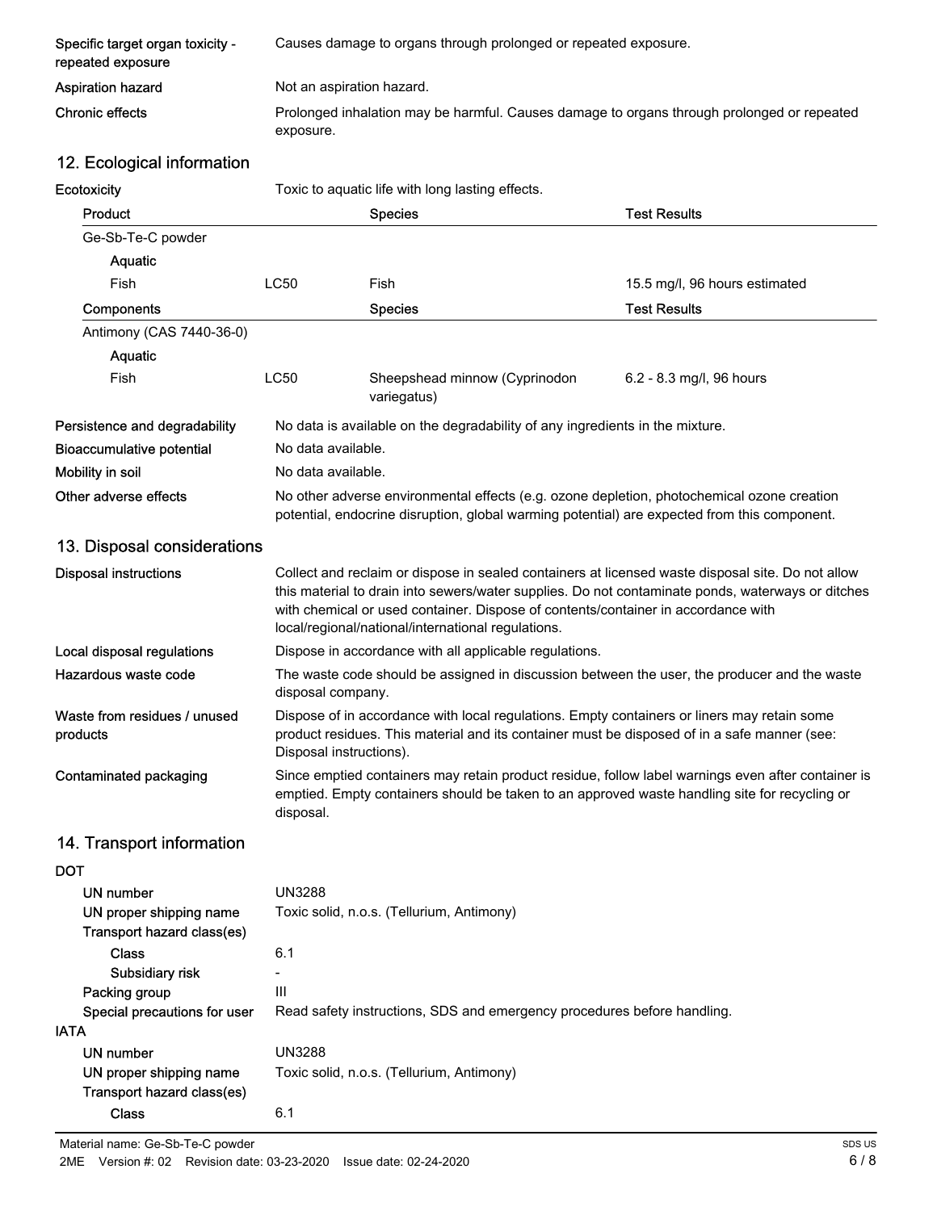| | |
|---|---|
| Specific target organ toxicity - repeated exposure | Causes damage to organs through prolonged or repeated exposure. |
| Aspiration hazard | Not an aspiration hazard. |
| Chronic effects | Prolonged inhalation may be harmful. Causes damage to organs through prolonged or repeated exposure. |

## 12. Ecological information

**Ecotoxicity** Toxic to aquatic life with long lasting effects.

| Product | | Species | Test Results |
|---|---|---|---|
| Ge-Sb-Te-C powder | | | |
| Aquatic | | | |
| Fish | LC50 | Fish | 15.5 mg/l, 96 hours estimated |
| **Components** | | **Species** | **Test Results** |
| Antimony (CAS 7440-36-0) | | | |
| Aquatic | | | |
| Fish | LC50 | Sheepshead minnow (Cyprinodon variegatus) | 6.2 - 8.3 mg/l, 96 hours |

| | |
|---|---|
| Persistence and degradability | No data is available on the degradability of any ingredients in the mixture. |
| Bioaccumulative potential | No data available. |
| Mobility in soil | No data available. |
| Other adverse effects | No other adverse environmental effects (e.g. ozone depletion, photochemical ozone creation potential, endocrine disruption, global warming potential) are expected from this component. |

## 13. Disposal considerations

| | |
|---|---|
| Disposal instructions | Collect and reclaim or dispose in sealed containers at licensed waste disposal site. Do not allow this material to drain into sewers/water supplies. Do not contaminate ponds, waterways or ditches with chemical or used container. Dispose of contents/container in accordance with local/regional/national/international regulations. |
| Local disposal regulations | Dispose in accordance with all applicable regulations. |
| Hazardous waste code | The waste code should be assigned in discussion between the user, the producer and the waste disposal company. |
| Waste from residues / unused products | Dispose of in accordance with local regulations. Empty containers or liners may retain some product residues. This material and its container must be disposed of in a safe manner (see: Disposal instructions). |
| Contaminated packaging | Since emptied containers may retain product residue, follow label warnings even after container is emptied. Empty containers should be taken to an approved waste handling site for recycling or disposal. |

## 14. Transport information

**DOT**

| | |
|---|---|
| UN number | UN3288 |
| UN proper shipping name | Toxic solid, n.o.s. (Tellurium, Antimony) |
| Transport hazard class(es) | |
| Class | 6.1 |
| Subsidiary risk | - |
| Packing group | III |
| Special precautions for user | Read safety instructions, SDS and emergency procedures before handling. |

**IATA**

| | |
|---|---|
| UN number | UN3288 |
| UN proper shipping name | Toxic solid, n.o.s. (Tellurium, Antimony) |
| Transport hazard class(es) | |
| Class | 6.1 |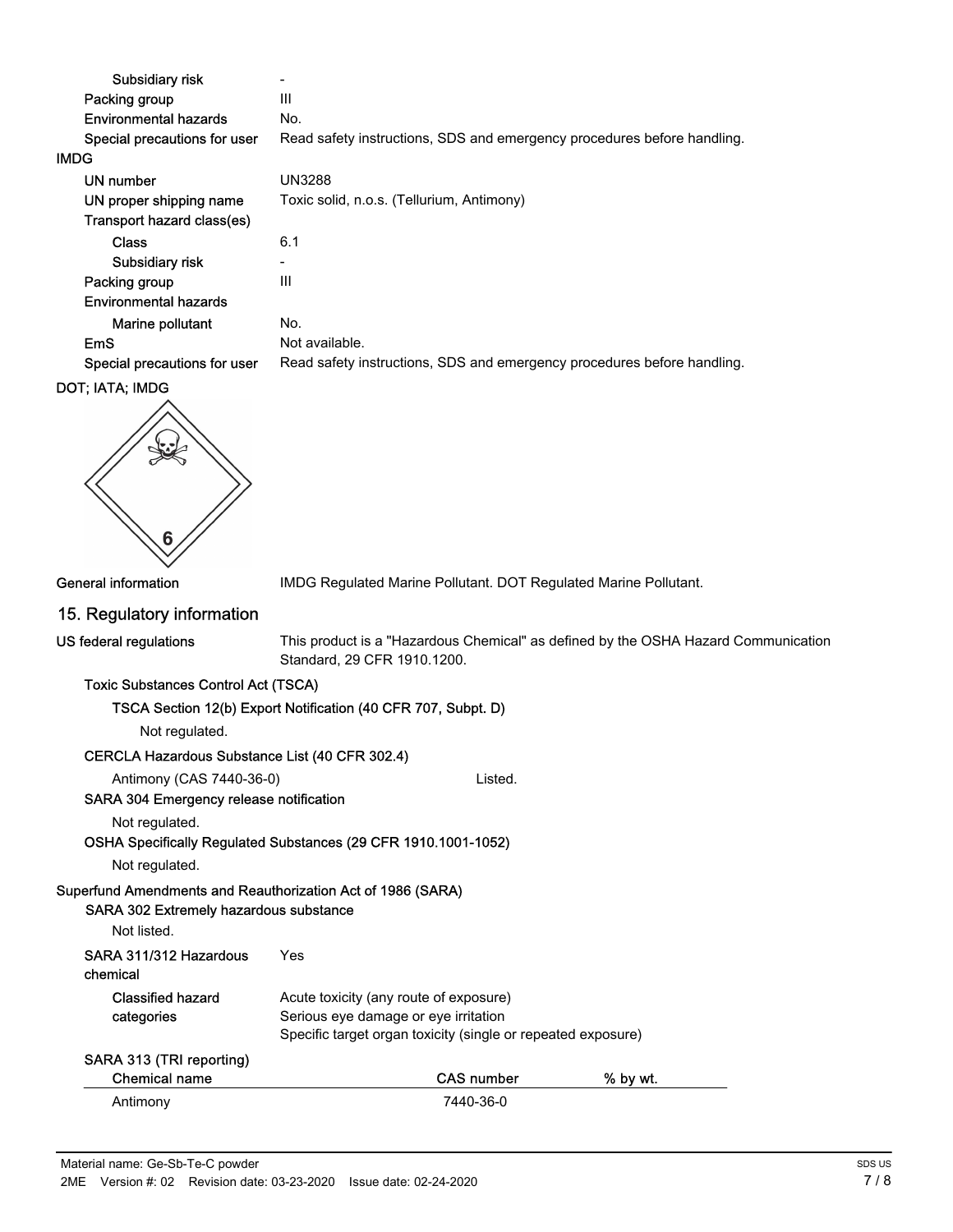Subsidiary risk -

Packing group III

Environmental hazards No.

Special precautions for user Read safety instructions, SDS and emergency procedures before handling.

**IMDG**

UN number UN3288

UN proper shipping name Toxic solid, n.o.s. (Tellurium, Antimony)

Transport hazard class(es)

Class 6.1

Subsidiary risk -

Packing group III

Environmental hazards

Marine pollutant No.

EmS Not available.

Special precautions for user Read safety instructions, SDS and emergency procedures before handling.

**DOT; IATA; IMDG**

General information IMDG Regulated Marine Pollutant. DOT Regulated Marine Pollutant.

## 15. Regulatory information

**US federal regulations** This product is a "Hazardous Chemical" as defined by the OSHA Hazard Communication Standard, 29 CFR 1910.1200.

**Toxic Substances Control Act (TSCA)**

**TSCA Section 12(b) Export Notification (40 CFR 707, Subpt. D)**

Not regulated.

**CERCLA Hazardous Substance List (40 CFR 302.4)**

Antimony (CAS 7440-36-0) Listed.

**SARA 304 Emergency release notification**

Not regulated.

**OSHA Specifically Regulated Substances (29 CFR 1910.1001-1052)**

Not regulated.

**Superfund Amendments and Reauthorization Act of 1986 (SARA)**

**SARA 302 Extremely hazardous substance**

Not listed.

**SARA 311/312 Hazardous chemical** Yes

**Classified hazard categories**

Acute toxicity (any route of exposure)
Serious eye damage or eye irritation
Specific target organ toxicity (single or repeated exposure)

**SARA 313 (TRI reporting)**

| Chemical name | CAS number | % by wt. |
|---|---|---|
| Antimony | 7440-36-0 | |

Material name: Ge-Sb-Te-C powder

2ME Version #: 02 Revision date: 03-23-2020 Issue date: 02-24-2020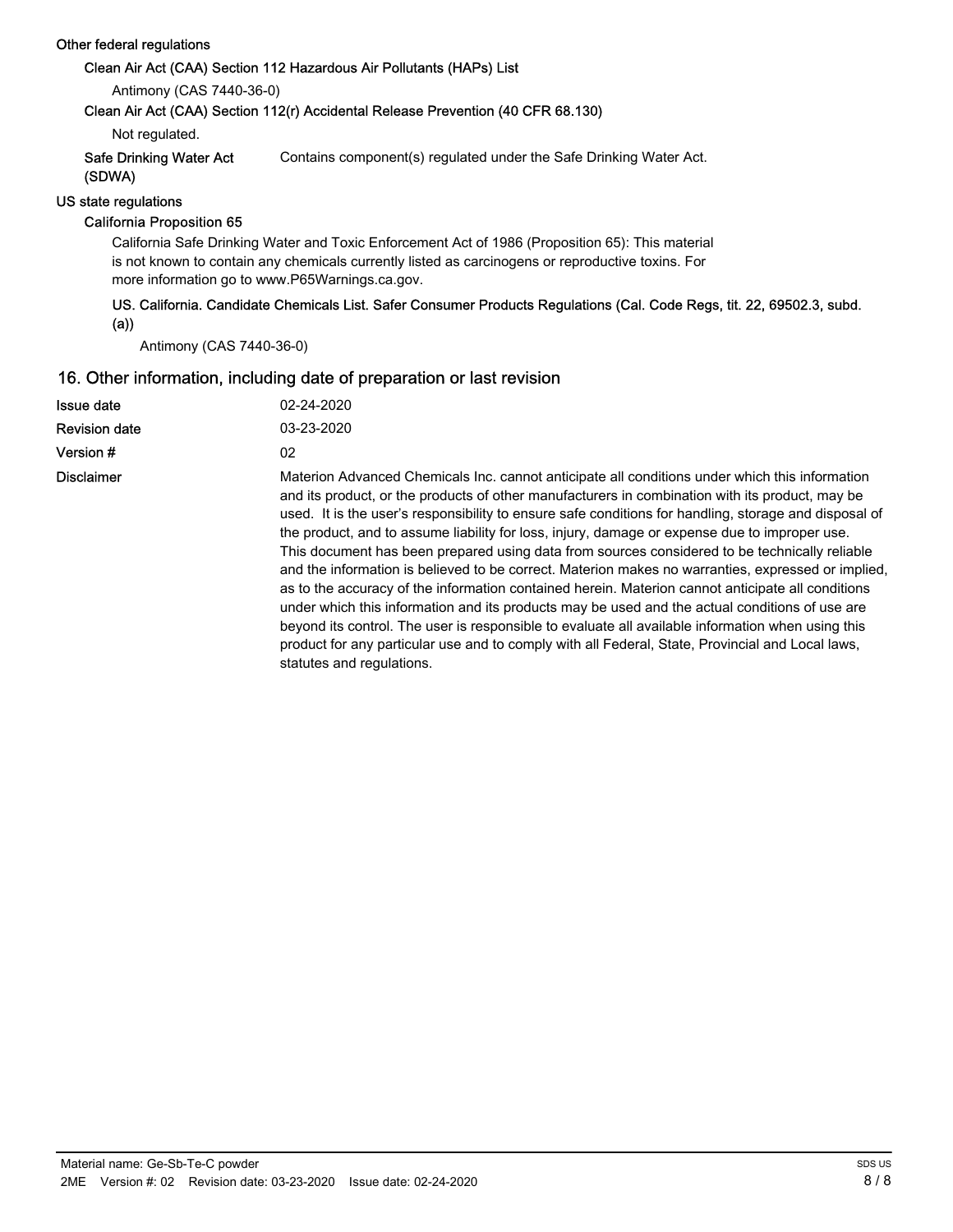**Other federal regulations**

**Clean Air Act (CAA) Section 112 Hazardous Air Pollutants (HAPs) List**

Antimony (CAS 7440-36-0)

**Clean Air Act (CAA) Section 112(r) Accidental Release Prevention (40 CFR 68.130)**

Not regulated.

**Safe Drinking Water Act (SDWA)** Contains component(s) regulated under the Safe Drinking Water Act.

**US state regulations**

**California Proposition 65**

California Safe Drinking Water and Toxic Enforcement Act of 1986 (Proposition 65): This material is not known to contain any chemicals currently listed as carcinogens or reproductive toxins. For more information go to www.P65Warnings.ca.gov.

**US. California. Candidate Chemicals List. Safer Consumer Products Regulations (Cal. Code Regs, tit. 22, 69502.3, subd. (a))**

Antimony (CAS 7440-36-0)

## 16. Other information, including date of preparation or last revision

| | |
|---|---|
| **Issue date** | 02-24-2020 |
| **Revision date** | 03-23-2020 |
| **Version #** | 02 |
| **Disclaimer** | Materion Advanced Chemicals Inc. cannot anticipate all conditions under which this information and its product, or the products of other manufacturers in combination with its product, may be used. It is the user's responsibility to ensure safe conditions for handling, storage and disposal of the product, and to assume liability for loss, injury, damage or expense due to improper use. This document has been prepared using data from sources considered to be technically reliable and the information is believed to be correct. Materion makes no warranties, expressed or implied, as to the accuracy of the information contained herein. Materion cannot anticipate all conditions under which this information and its products may be used and the actual conditions of use are beyond its control. The user is responsible to evaluate all available information when using this product for any particular use and to comply with all Federal, State, Provincial and Local laws, statutes and regulations. |